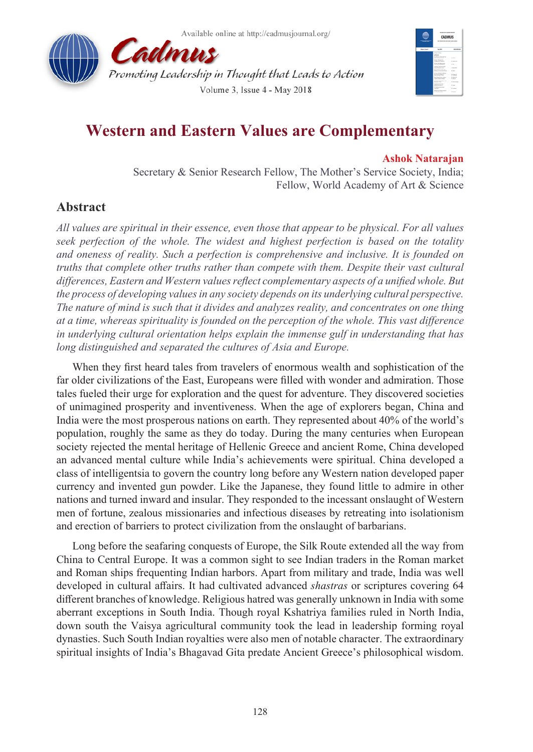# Western and Eastern Values are Complementary

**Ashok Natarajan**

Secretary & Senior Research Fellow, The Mother's Service Society, India;
Fellow, World Academy of Art & Science

## Abstract

*All values are spiritual in their essence, even those that appear to be physical. For all values seek perfection of the whole. The widest and highest perfection is based on the totality and oneness of reality. Such a perfection is comprehensive and inclusive. It is founded on truths that complete other truths rather than compete with them. Despite their vast cultural differences, Eastern and Western values reflect complementary aspects of a unified whole. But the process of developing values in any society depends on its underlying cultural perspective. The nature of mind is such that it divides and analyzes reality, and concentrates on one thing at a time, whereas spirituality is founded on the perception of the whole. This vast difference in underlying cultural orientation helps explain the immense gulf in understanding that has long distinguished and separated the cultures of Asia and Europe.*

When they first heard tales from travelers of enormous wealth and sophistication of the far older civilizations of the East, Europeans were filled with wonder and admiration. Those tales fueled their urge for exploration and the quest for adventure. They discovered societies of unimagined prosperity and inventiveness. When the age of explorers began, China and India were the most prosperous nations on earth. They represented about 40% of the world's population, roughly the same as they do today. During the many centuries when European society rejected the mental heritage of Hellenic Greece and ancient Rome, China developed an advanced mental culture while India's achievements were spiritual. China developed a class of intelligentsia to govern the country long before any Western nation developed paper currency and invented gun powder. Like the Japanese, they found little to admire in other nations and turned inward and insular. They responded to the incessant onslaught of Western men of fortune, zealous missionaries and infectious diseases by retreating into isolationism and erection of barriers to protect civilization from the onslaught of barbarians.

Long before the seafaring conquests of Europe, the Silk Route extended all the way from China to Central Europe. It was a common sight to see Indian traders in the Roman market and Roman ships frequenting Indian harbors. Apart from military and trade, India was well developed in cultural affairs. It had cultivated advanced *shastras* or scriptures covering 64 different branches of knowledge. Religious hatred was generally unknown in India with some aberrant exceptions in South India. Though royal Kshatriya families ruled in North India, down south the Vaisya agricultural community took the lead in leadership forming royal dynasties. Such South Indian royalties were also men of notable character. The extraordinary spiritual insights of India's Bhagavad Gita predate Ancient Greece's philosophical wisdom.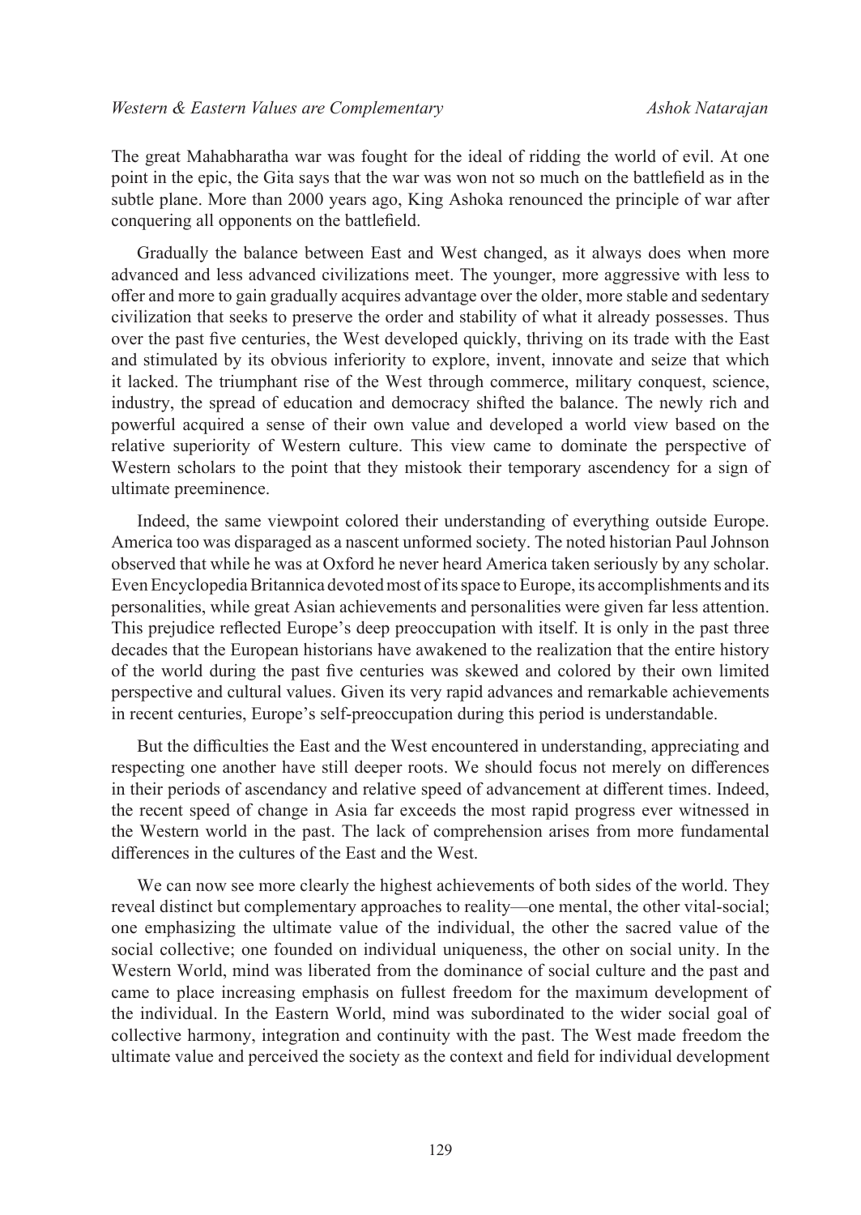The great Mahabharatha war was fought for the ideal of ridding the world of evil. At one point in the epic, the Gita says that the war was won not so much on the battlefield as in the subtle plane. More than 2000 years ago, King Ashoka renounced the principle of war after conquering all opponents on the battlefield.

Gradually the balance between East and West changed, as it always does when more advanced and less advanced civilizations meet. The younger, more aggressive with less to offer and more to gain gradually acquires advantage over the older, more stable and sedentary civilization that seeks to preserve the order and stability of what it already possesses. Thus over the past five centuries, the West developed quickly, thriving on its trade with the East and stimulated by its obvious inferiority to explore, invent, innovate and seize that which it lacked. The triumphant rise of the West through commerce, military conquest, science, industry, the spread of education and democracy shifted the balance. The newly rich and powerful acquired a sense of their own value and developed a world view based on the relative superiority of Western culture. This view came to dominate the perspective of Western scholars to the point that they mistook their temporary ascendency for a sign of ultimate preeminence.

Indeed, the same viewpoint colored their understanding of everything outside Europe. America too was disparaged as a nascent unformed society. The noted historian Paul Johnson observed that while he was at Oxford he never heard America taken seriously by any scholar. Even Encyclopedia Britannica devoted most of its space to Europe, its accomplishments and its personalities, while great Asian achievements and personalities were given far less attention. This prejudice reflected Europe's deep preoccupation with itself. It is only in the past three decades that the European historians have awakened to the realization that the entire history of the world during the past five centuries was skewed and colored by their own limited perspective and cultural values. Given its very rapid advances and remarkable achievements in recent centuries, Europe's self-preoccupation during this period is understandable.

But the difficulties the East and the West encountered in understanding, appreciating and respecting one another have still deeper roots. We should focus not merely on differences in their periods of ascendancy and relative speed of advancement at different times. Indeed, the recent speed of change in Asia far exceeds the most rapid progress ever witnessed in the Western world in the past. The lack of comprehension arises from more fundamental differences in the cultures of the East and the West.

We can now see more clearly the highest achievements of both sides of the world. They reveal distinct but complementary approaches to reality—one mental, the other vital-social; one emphasizing the ultimate value of the individual, the other the sacred value of the social collective; one founded on individual uniqueness, the other on social unity. In the Western World, mind was liberated from the dominance of social culture and the past and came to place increasing emphasis on fullest freedom for the maximum development of the individual. In the Eastern World, mind was subordinated to the wider social goal of collective harmony, integration and continuity with the past. The West made freedom the ultimate value and perceived the society as the context and field for individual development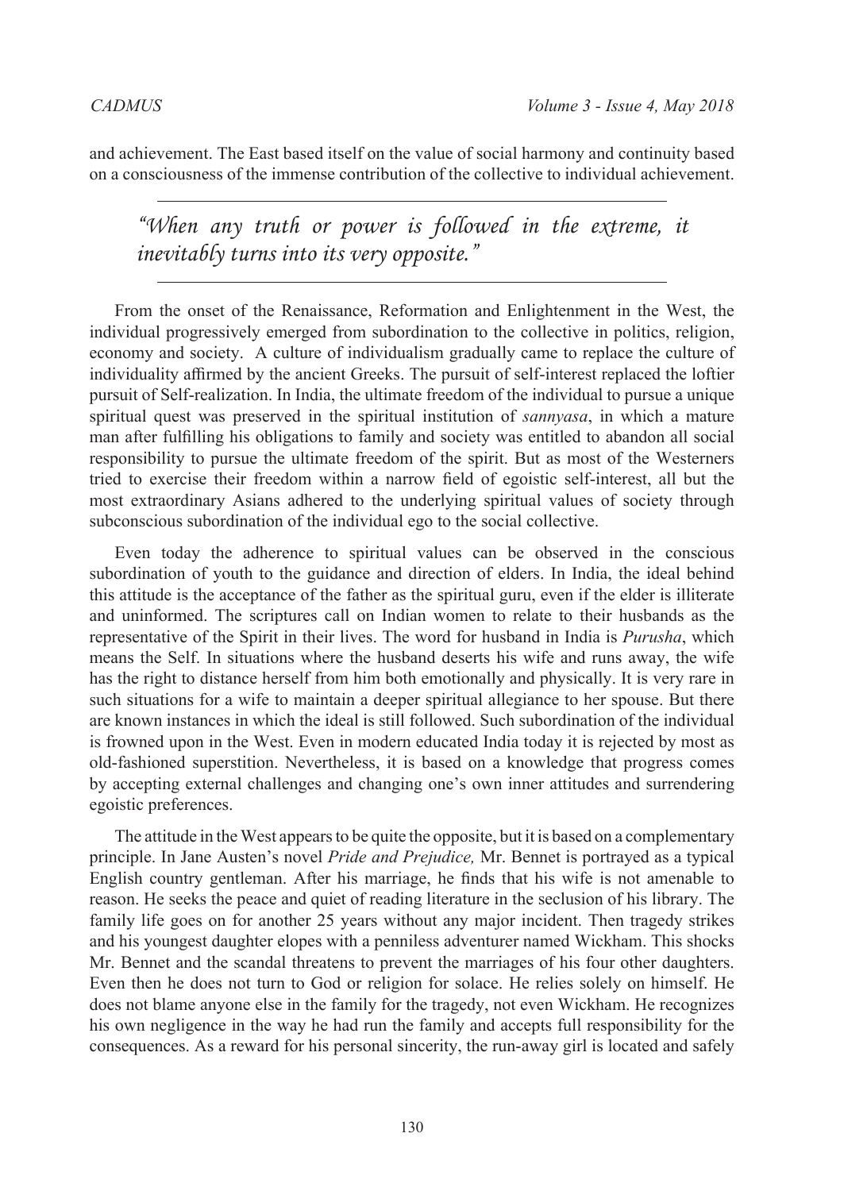and achievement. The East based itself on the value of social harmony and continuity based on a consciousness of the immense contribution of the collective to individual achievement.

> *"When any truth or power is followed in the extreme, it inevitably turns into its very opposite."*

From the onset of the Renaissance, Reformation and Enlightenment in the West, the individual progressively emerged from subordination to the collective in politics, religion, economy and society. A culture of individualism gradually came to replace the culture of individuality affirmed by the ancient Greeks. The pursuit of self-interest replaced the loftier pursuit of Self-realization. In India, the ultimate freedom of the individual to pursue a unique spiritual quest was preserved in the spiritual institution of *sannyasa*, in which a mature man after fulfilling his obligations to family and society was entitled to abandon all social responsibility to pursue the ultimate freedom of the spirit. But as most of the Westerners tried to exercise their freedom within a narrow field of egoistic self-interest, all but the most extraordinary Asians adhered to the underlying spiritual values of society through subconscious subordination of the individual ego to the social collective.

Even today the adherence to spiritual values can be observed in the conscious subordination of youth to the guidance and direction of elders. In India, the ideal behind this attitude is the acceptance of the father as the spiritual guru, even if the elder is illiterate and uninformed. The scriptures call on Indian women to relate to their husbands as the representative of the Spirit in their lives. The word for husband in India is *Purusha*, which means the Self. In situations where the husband deserts his wife and runs away, the wife has the right to distance herself from him both emotionally and physically. It is very rare in such situations for a wife to maintain a deeper spiritual allegiance to her spouse. But there are known instances in which the ideal is still followed. Such subordination of the individual is frowned upon in the West. Even in modern educated India today it is rejected by most as old-fashioned superstition. Nevertheless, it is based on a knowledge that progress comes by accepting external challenges and changing one's own inner attitudes and surrendering egoistic preferences.

The attitude in the West appears to be quite the opposite, but it is based on a complementary principle. In Jane Austen's novel *Pride and Prejudice,* Mr. Bennet is portrayed as a typical English country gentleman. After his marriage, he finds that his wife is not amenable to reason. He seeks the peace and quiet of reading literature in the seclusion of his library. The family life goes on for another 25 years without any major incident. Then tragedy strikes and his youngest daughter elopes with a penniless adventurer named Wickham. This shocks Mr. Bennet and the scandal threatens to prevent the marriages of his four other daughters. Even then he does not turn to God or religion for solace. He relies solely on himself. He does not blame anyone else in the family for the tragedy, not even Wickham. He recognizes his own negligence in the way he had run the family and accepts full responsibility for the consequences. As a reward for his personal sincerity, the run-away girl is located and safely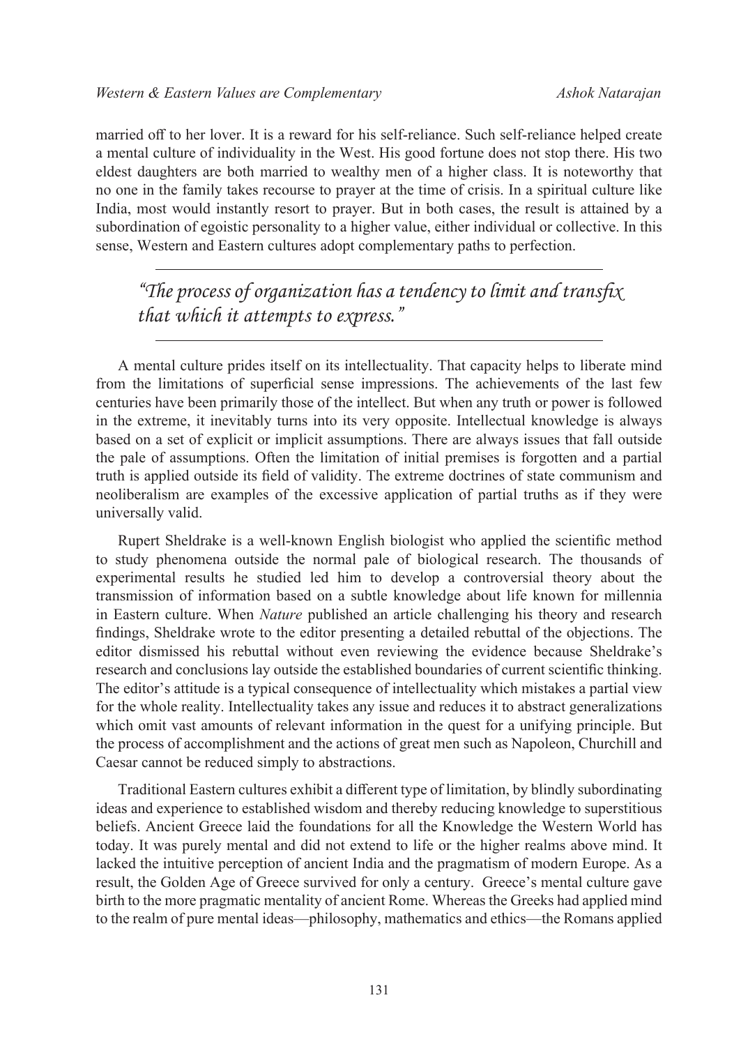married off to her lover. It is a reward for his self-reliance. Such self-reliance helped create a mental culture of individuality in the West. His good fortune does not stop there. His two eldest daughters are both married to wealthy men of a higher class. It is noteworthy that no one in the family takes recourse to prayer at the time of crisis. In a spiritual culture like India, most would instantly resort to prayer. But in both cases, the result is attained by a subordination of egoistic personality to a higher value, either individual or collective. In this sense, Western and Eastern cultures adopt complementary paths to perfection.

---

> *"The process of organization has a tendency to limit and transfix that which it attempts to express."*

---

A mental culture prides itself on its intellectuality. That capacity helps to liberate mind from the limitations of superficial sense impressions. The achievements of the last few centuries have been primarily those of the intellect. But when any truth or power is followed in the extreme, it inevitably turns into its very opposite. Intellectual knowledge is always based on a set of explicit or implicit assumptions. There are always issues that fall outside the pale of assumptions. Often the limitation of initial premises is forgotten and a partial truth is applied outside its field of validity. The extreme doctrines of state communism and neoliberalism are examples of the excessive application of partial truths as if they were universally valid.

Rupert Sheldrake is a well-known English biologist who applied the scientific method to study phenomena outside the normal pale of biological research. The thousands of experimental results he studied led him to develop a controversial theory about the transmission of information based on a subtle knowledge about life known for millennia in Eastern culture. When *Nature* published an article challenging his theory and research findings, Sheldrake wrote to the editor presenting a detailed rebuttal of the objections. The editor dismissed his rebuttal without even reviewing the evidence because Sheldrake's research and conclusions lay outside the established boundaries of current scientific thinking. The editor's attitude is a typical consequence of intellectuality which mistakes a partial view for the whole reality. Intellectuality takes any issue and reduces it to abstract generalizations which omit vast amounts of relevant information in the quest for a unifying principle. But the process of accomplishment and the actions of great men such as Napoleon, Churchill and Caesar cannot be reduced simply to abstractions.

Traditional Eastern cultures exhibit a different type of limitation, by blindly subordinating ideas and experience to established wisdom and thereby reducing knowledge to superstitious beliefs. Ancient Greece laid the foundations for all the Knowledge the Western World has today. It was purely mental and did not extend to life or the higher realms above mind. It lacked the intuitive perception of ancient India and the pragmatism of modern Europe. As a result, the Golden Age of Greece survived for only a century. Greece's mental culture gave birth to the more pragmatic mentality of ancient Rome. Whereas the Greeks had applied mind to the realm of pure mental ideas—philosophy, mathematics and ethics—the Romans applied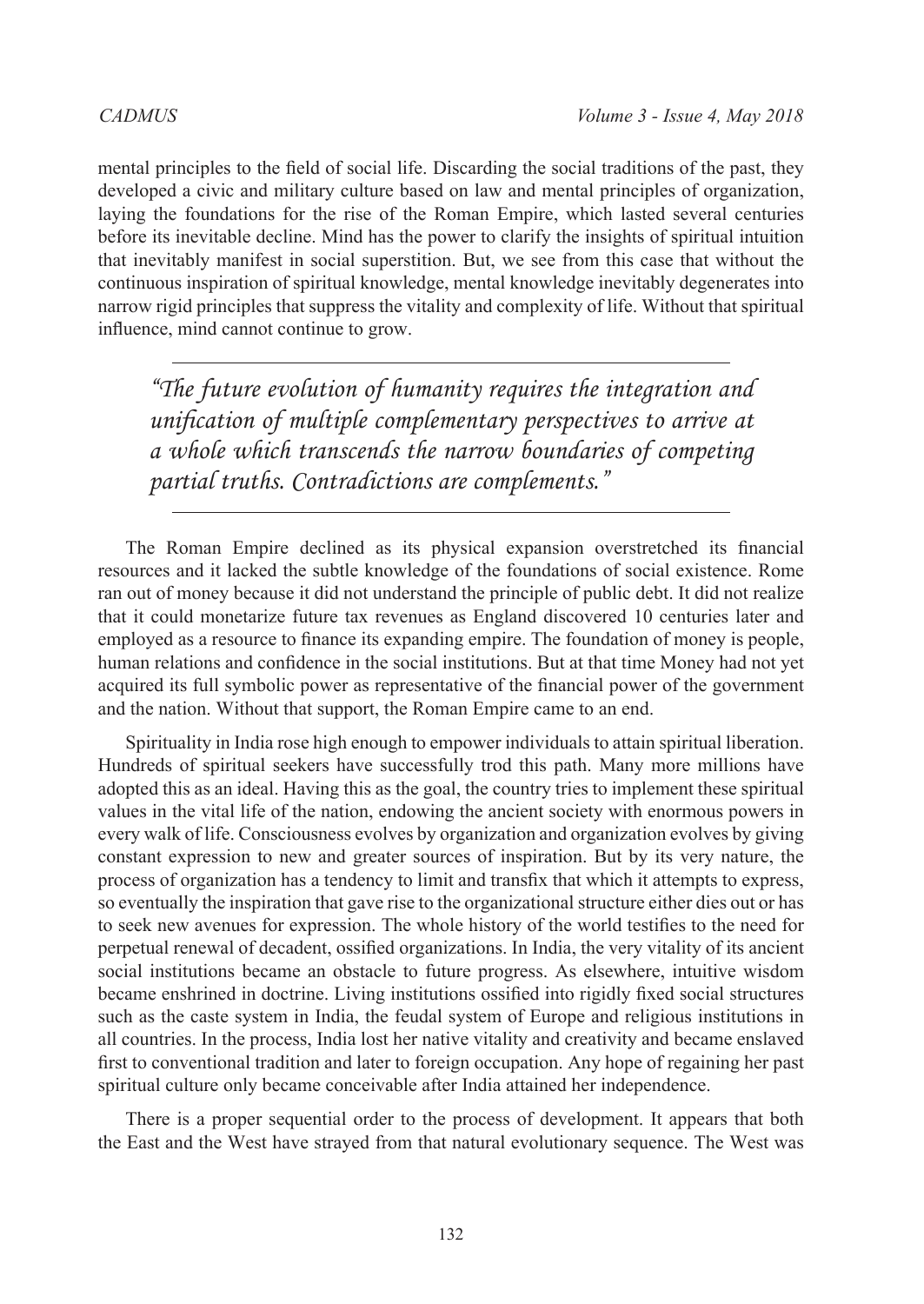mental principles to the field of social life. Discarding the social traditions of the past, they developed a civic and military culture based on law and mental principles of organization, laying the foundations for the rise of the Roman Empire, which lasted several centuries before its inevitable decline. Mind has the power to clarify the insights of spiritual intuition that inevitably manifest in social superstition. But, we see from this case that without the continuous inspiration of spiritual knowledge, mental knowledge inevitably degenerates into narrow rigid principles that suppress the vitality and complexity of life. Without that spiritual influence, mind cannot continue to grow.

> *"The future evolution of humanity requires the integration and unification of multiple complementary perspectives to arrive at a whole which transcends the narrow boundaries of competing partial truths. Contradictions are complements."*

The Roman Empire declined as its physical expansion overstretched its financial resources and it lacked the subtle knowledge of the foundations of social existence. Rome ran out of money because it did not understand the principle of public debt. It did not realize that it could monetarize future tax revenues as England discovered 10 centuries later and employed as a resource to finance its expanding empire. The foundation of money is people, human relations and confidence in the social institutions. But at that time Money had not yet acquired its full symbolic power as representative of the financial power of the government and the nation. Without that support, the Roman Empire came to an end.

Spirituality in India rose high enough to empower individuals to attain spiritual liberation. Hundreds of spiritual seekers have successfully trod this path. Many more millions have adopted this as an ideal. Having this as the goal, the country tries to implement these spiritual values in the vital life of the nation, endowing the ancient society with enormous powers in every walk of life. Consciousness evolves by organization and organization evolves by giving constant expression to new and greater sources of inspiration. But by its very nature, the process of organization has a tendency to limit and transfix that which it attempts to express, so eventually the inspiration that gave rise to the organizational structure either dies out or has to seek new avenues for expression. The whole history of the world testifies to the need for perpetual renewal of decadent, ossified organizations. In India, the very vitality of its ancient social institutions became an obstacle to future progress. As elsewhere, intuitive wisdom became enshrined in doctrine. Living institutions ossified into rigidly fixed social structures such as the caste system in India, the feudal system of Europe and religious institutions in all countries. In the process, India lost her native vitality and creativity and became enslaved first to conventional tradition and later to foreign occupation. Any hope of regaining her past spiritual culture only became conceivable after India attained her independence.

There is a proper sequential order to the process of development. It appears that both the East and the West have strayed from that natural evolutionary sequence. The West was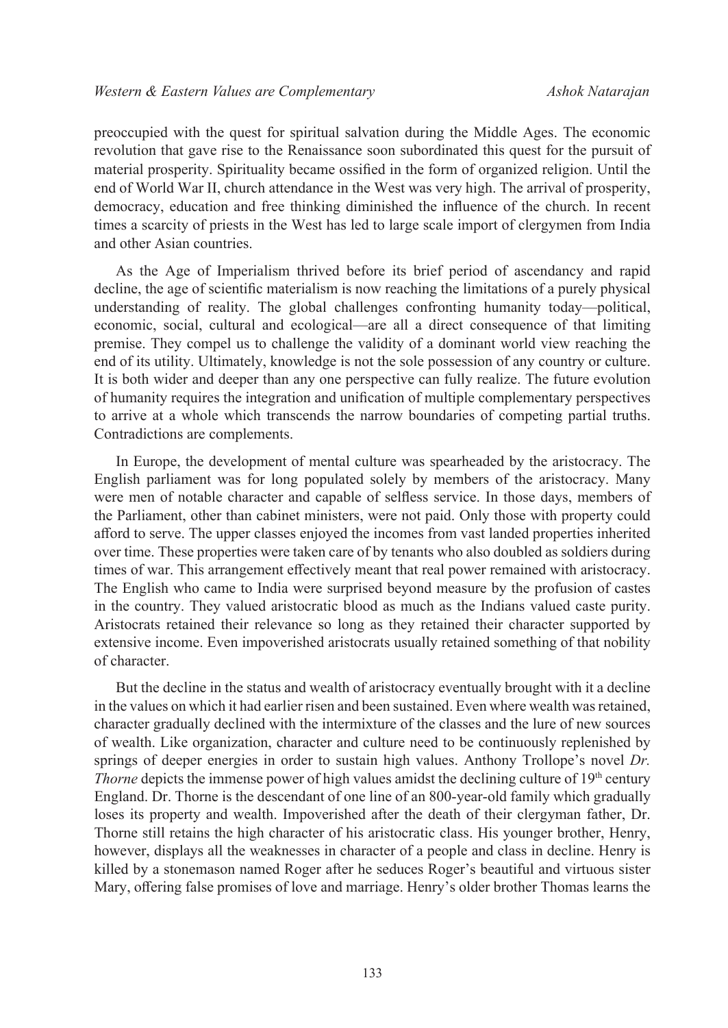preoccupied with the quest for spiritual salvation during the Middle Ages. The economic revolution that gave rise to the Renaissance soon subordinated this quest for the pursuit of material prosperity. Spirituality became ossified in the form of organized religion. Until the end of World War II, church attendance in the West was very high. The arrival of prosperity, democracy, education and free thinking diminished the influence of the church. In recent times a scarcity of priests in the West has led to large scale import of clergymen from India and other Asian countries.

As the Age of Imperialism thrived before its brief period of ascendancy and rapid decline, the age of scientific materialism is now reaching the limitations of a purely physical understanding of reality. The global challenges confronting humanity today—political, economic, social, cultural and ecological—are all a direct consequence of that limiting premise. They compel us to challenge the validity of a dominant world view reaching the end of its utility. Ultimately, knowledge is not the sole possession of any country or culture. It is both wider and deeper than any one perspective can fully realize. The future evolution of humanity requires the integration and unification of multiple complementary perspectives to arrive at a whole which transcends the narrow boundaries of competing partial truths. Contradictions are complements.

In Europe, the development of mental culture was spearheaded by the aristocracy. The English parliament was for long populated solely by members of the aristocracy. Many were men of notable character and capable of selfless service. In those days, members of the Parliament, other than cabinet ministers, were not paid. Only those with property could afford to serve. The upper classes enjoyed the incomes from vast landed properties inherited over time. These properties were taken care of by tenants who also doubled as soldiers during times of war. This arrangement effectively meant that real power remained with aristocracy. The English who came to India were surprised beyond measure by the profusion of castes in the country. They valued aristocratic blood as much as the Indians valued caste purity. Aristocrats retained their relevance so long as they retained their character supported by extensive income. Even impoverished aristocrats usually retained something of that nobility of character.

But the decline in the status and wealth of aristocracy eventually brought with it a decline in the values on which it had earlier risen and been sustained. Even where wealth was retained, character gradually declined with the intermixture of the classes and the lure of new sources of wealth. Like organization, character and culture need to be continuously replenished by springs of deeper energies in order to sustain high values. Anthony Trollope's novel *Dr. Thorne* depicts the immense power of high values amidst the declining culture of 19th century England. Dr. Thorne is the descendant of one line of an 800-year-old family which gradually loses its property and wealth. Impoverished after the death of their clergyman father, Dr. Thorne still retains the high character of his aristocratic class. His younger brother, Henry, however, displays all the weaknesses in character of a people and class in decline. Henry is killed by a stonemason named Roger after he seduces Roger's beautiful and virtuous sister Mary, offering false promises of love and marriage. Henry's older brother Thomas learns the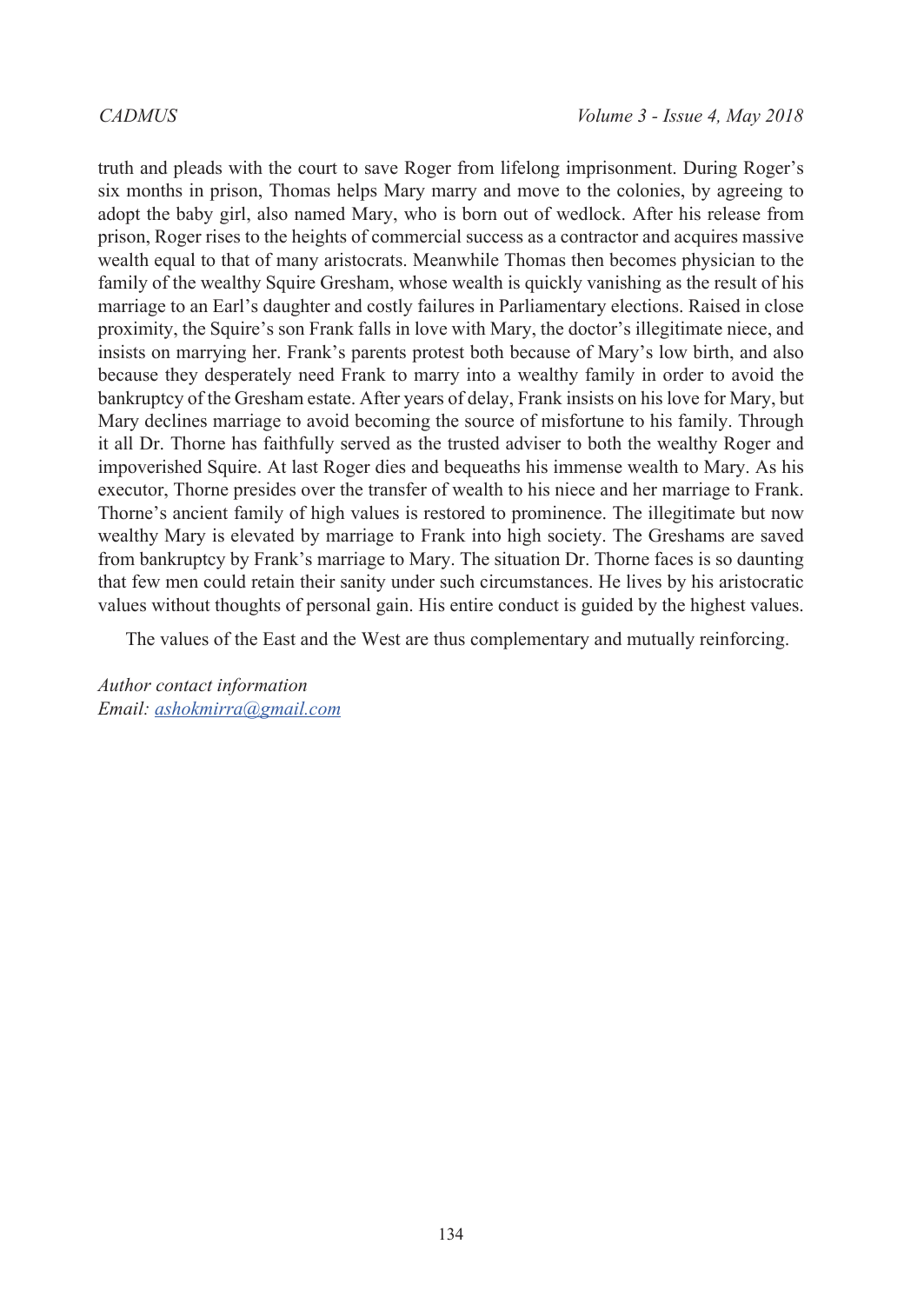truth and pleads with the court to save Roger from lifelong imprisonment. During Roger's six months in prison, Thomas helps Mary marry and move to the colonies, by agreeing to adopt the baby girl, also named Mary, who is born out of wedlock. After his release from prison, Roger rises to the heights of commercial success as a contractor and acquires massive wealth equal to that of many aristocrats. Meanwhile Thomas then becomes physician to the family of the wealthy Squire Gresham, whose wealth is quickly vanishing as the result of his marriage to an Earl's daughter and costly failures in Parliamentary elections. Raised in close proximity, the Squire's son Frank falls in love with Mary, the doctor's illegitimate niece, and insists on marrying her. Frank's parents protest both because of Mary's low birth, and also because they desperately need Frank to marry into a wealthy family in order to avoid the bankruptcy of the Gresham estate. After years of delay, Frank insists on his love for Mary, but Mary declines marriage to avoid becoming the source of misfortune to his family. Through it all Dr. Thorne has faithfully served as the trusted adviser to both the wealthy Roger and impoverished Squire. At last Roger dies and bequeaths his immense wealth to Mary. As his executor, Thorne presides over the transfer of wealth to his niece and her marriage to Frank. Thorne's ancient family of high values is restored to prominence. The illegitimate but now wealthy Mary is elevated by marriage to Frank into high society. The Greshams are saved from bankruptcy by Frank's marriage to Mary. The situation Dr. Thorne faces is so daunting that few men could retain their sanity under such circumstances. He lives by his aristocratic values without thoughts of personal gain. His entire conduct is guided by the highest values.

The values of the East and the West are thus complementary and mutually reinforcing.

*Author contact information*
*Email: ashokmirra@gmail.com*